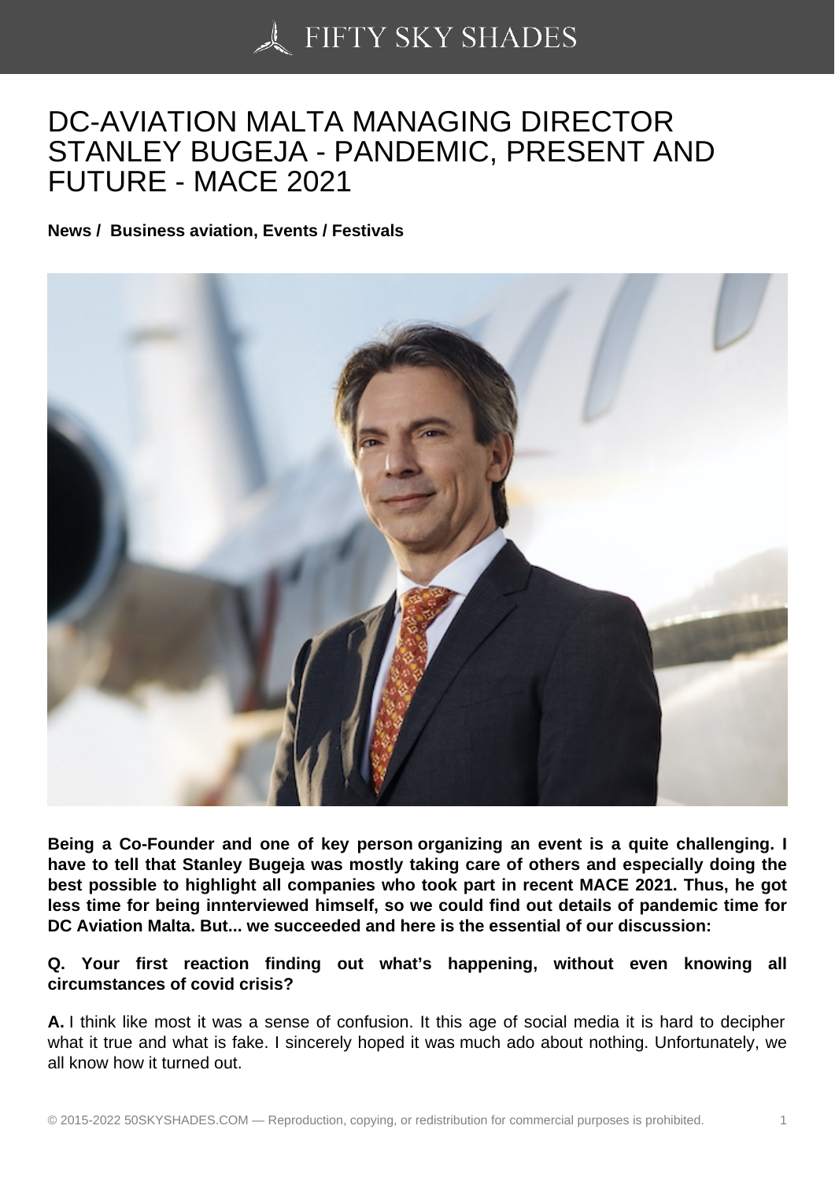# DC-AVIATION MALTA MANAGING DIRECTOR STANLEY BUGEJA - PANDEMIC, PRESENT AND FUTURE - MACE 2021

**News / Business aviation, Events / Festivals**

**Being a Co-Founder and one of key person organizing an event is a quite challenging. I have to tell that Stanley Bugeja was mostly taking care of others and especially doing the best possible to highlight all companies who took part in recent MACE 2021. Thus, he got less time for being innterviewed himself, so we could find out details of pandemic time for DC Aviation Malta. But... we succeeded and here is the essential of our discussion:**

**Q. Your first reaction finding out what's happening, without even knowing all circumstances of covid crisis?**

**A.** I think like most it was a sense of confusion. It this age of social media it is hard to decipher what it true and what is fake. I sincerely hoped it was much ado about nothing. Unfortunately, we all know how it turned out.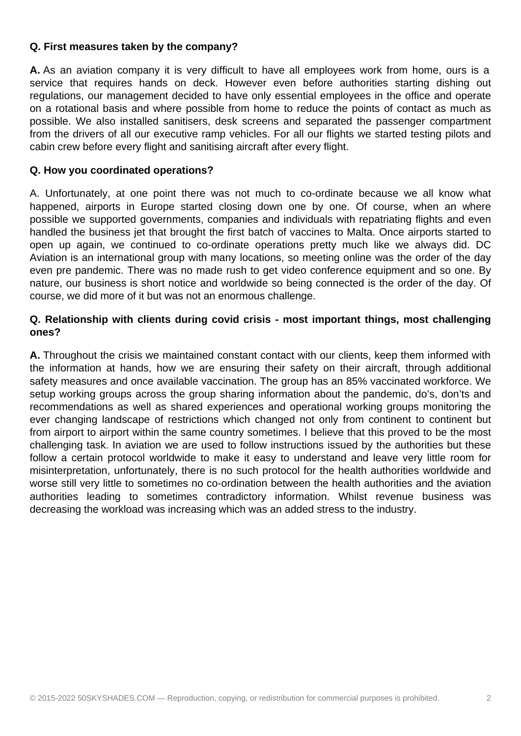**Q. First measures taken by the company?**

**A.** As an aviation company it is very difficult to have all employees work from home, ours is a service that requires hands on deck. However even before authorities starting dishing out regulations, our management decided to have only essential employees in the office and operate on a rotational basis and where possible from home to reduce the points of contact as much as possible. We also installed sanitisers, desk screens and separated the passenger compartment from the drivers of all our executive ramp vehicles. For all our flights we started testing pilots and cabin crew before every flight and sanitising aircraft after every flight.

**Q. How you coordinated operations?**

A. Unfortunately, at one point there was not much to co-ordinate because we all know what happened, airports in Europe started closing down one by one. Of course, when an where possible we supported governments, companies and individuals with repatriating flights and even handled the business jet that brought the first batch of vaccines to Malta. Once airports started to open up again, we continued to co-ordinate operations pretty much like we always did. DC Aviation is an international group with many locations, so meeting online was the order of the day even pre pandemic. There was no made rush to get video conference equipment and so one. By nature, our business is short notice and worldwide so being connected is the order of the day. Of course, we did more of it but was not an enormous challenge.

**Q. Relationship with clients during covid crisis - most important things, most challenging ones?**

**A.** Throughout the crisis we maintained constant contact with our clients, keep them informed with the information at hands, how we are ensuring their safety on their aircraft, through additional safety measures and once available vaccination. The group has an 85% vaccinated workforce. We setup working groups across the group sharing information about the pandemic, do's, don'ts and recommendations as well as shared experiences and operational working groups monitoring the ever changing landscape of restrictions which changed not only from continent to continent but from airport to airport within the same country sometimes. I believe that this proved to be the most challenging task. In aviation we are used to follow instructions issued by the authorities but these follow a certain protocol worldwide to make it easy to understand and leave very little room for misinterpretation, unfortunately, there is no such protocol for the health authorities worldwide and worse still very little to sometimes no co-ordination between the health authorities and the aviation authorities leading to sometimes contradictory information. Whilst revenue business was decreasing the workload was increasing which was an added stress to the industry.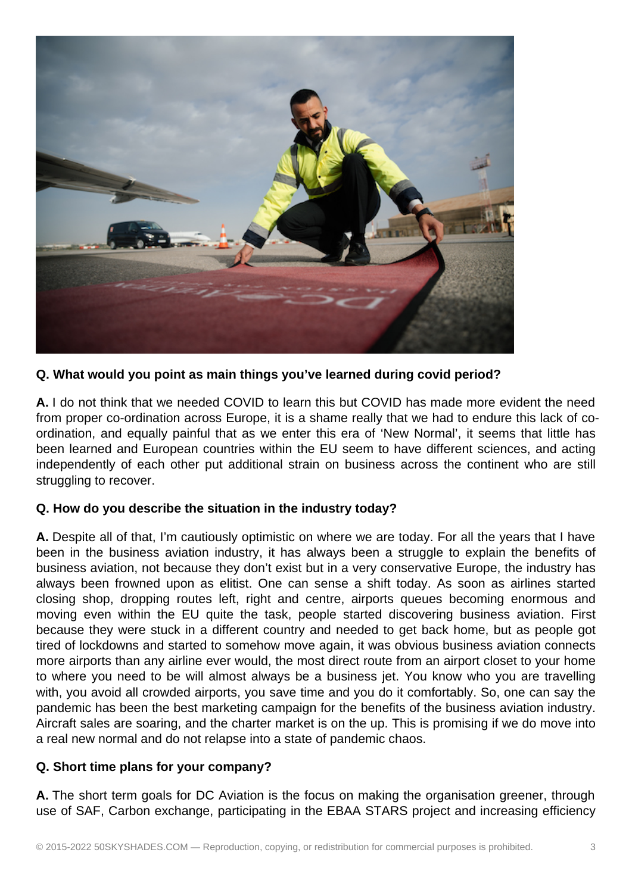**Q. What would you point as main things you've learned during covid period?**

**A.** I do not think that we needed COVID to learn this but COVID has made more evident the need from proper co-ordination across Europe, it is a shame really that we had to endure this lack of co-ordination, and equally painful that as we enter this era of 'New Normal', it seems that little has been learned and European countries within the EU seem to have different sciences, and acting independently of each other put additional strain on business across the continent who are still struggling to recover.

**Q. How do you describe the situation in the industry today?**

**A.** Despite all of that, I'm cautiously optimistic on where we are today. For all the years that I have been in the business aviation industry, it has always been a struggle to explain the benefits of business aviation, not because they don't exist but in a very conservative Europe, the industry has always been frowned upon as elitist. One can sense a shift today. As soon as airlines started closing shop, dropping routes left, right and centre, airports queues becoming enormous and moving even within the EU quite the task, people started discovering business aviation. First because they were stuck in a different country and needed to get back home, but as people got tired of lockdowns and started to somehow move again, it was obvious business aviation connects more airports than any airline ever would, the most direct route from an airport closet to your home to where you need to be will almost always be a business jet. You know who you are travelling with, you avoid all crowded airports, you save time and you do it comfortably. So, one can say the pandemic has been the best marketing campaign for the benefits of the business aviation industry. Aircraft sales are soaring, and the charter market is on the up. This is promising if we do move into a real new normal and do not relapse into a state of pandemic chaos.

**Q. Short time plans for your company?**

**A.** The short term goals for DC Aviation is the focus on making the organisation greener, through use of SAF, Carbon exchange, participating in the EBAA STARS project and increasing efficiency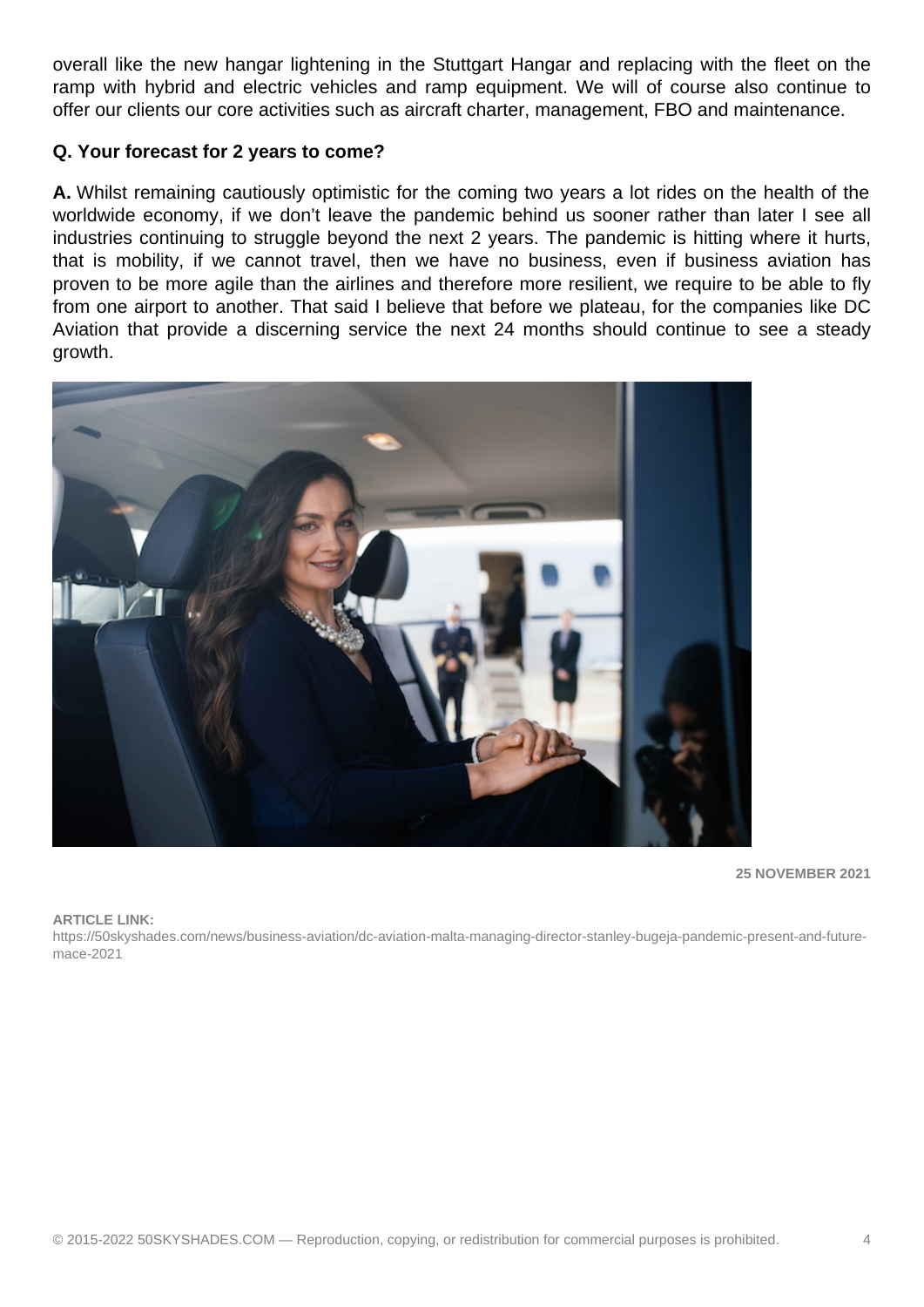overall like the new hangar lightening in the Stuttgart Hangar and replacing with the fleet on the ramp with hybrid and electric vehicles and ramp equipment. We will of course also continue to offer our clients our core activities such as aircraft charter, management, FBO and maintenance.

**Q. Your forecast for 2 years to come?**

**A.** Whilst remaining cautiously optimistic for the coming two years a lot rides on the health of the worldwide economy, if we don't leave the pandemic behind us sooner rather than later I see all industries continuing to struggle beyond the next 2 years. The pandemic is hitting where it hurts, that is mobility, if we cannot travel, then we have no business, even if business aviation has proven to be more agile than the airlines and therefore more resilient, we require to be able to fly from one airport to another. That said I believe that before we plateau, for the companies like DC Aviation that provide a discerning service the next 24 months should continue to see a steady growth.

**25 NOVEMBER 2021**

**ARTICLE LINK:**
https://50skyshades.com/news/business-aviation/dc-aviation-malta-managing-director-stanley-bugeja-pandemic-present-and-future-mace-2021